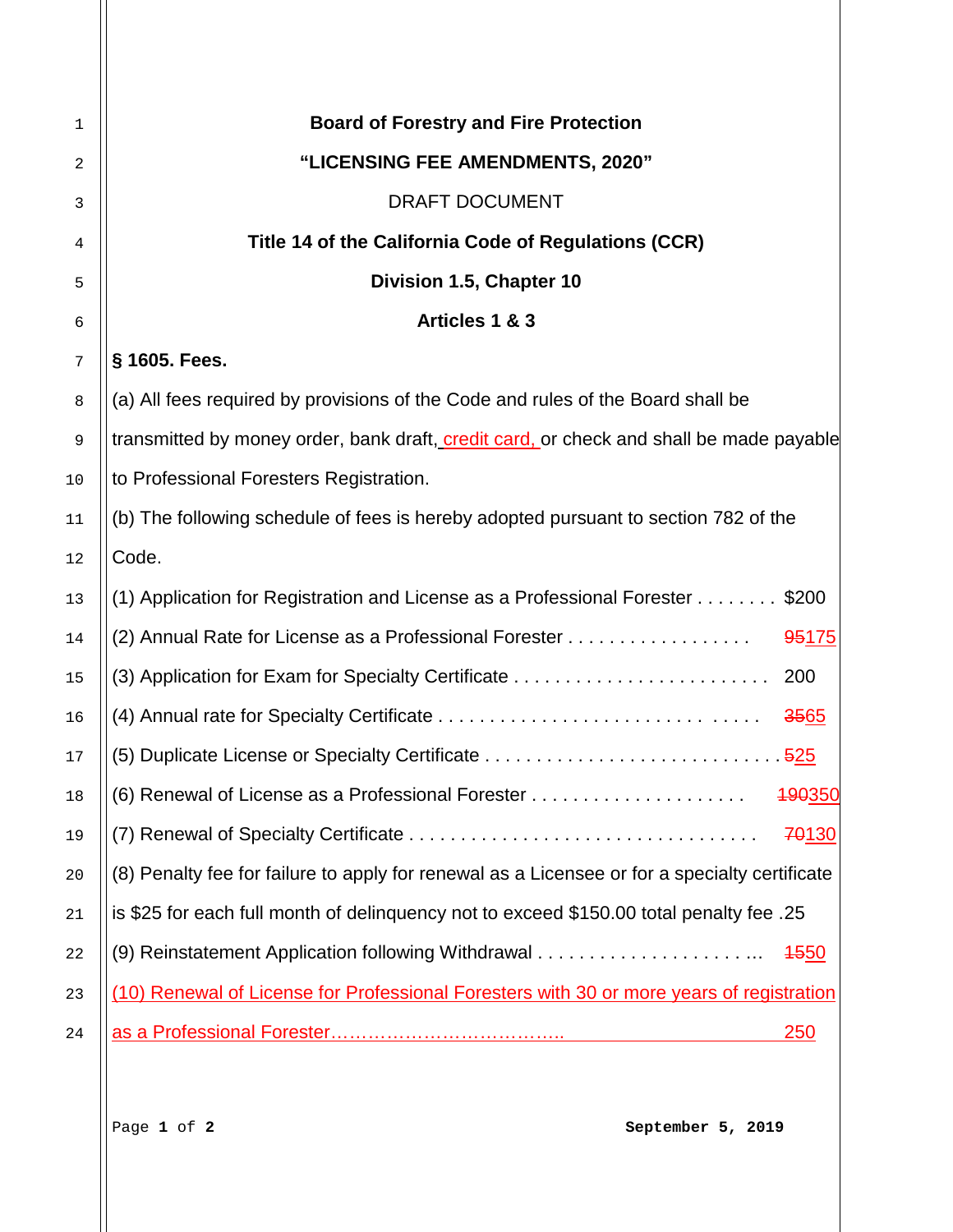**Board of Forestry and Fire Protection**

**"LICENSING FEE AMENDMENTS, 2020"**

DRAFT DOCUMENT

**Title 14 of the California Code of Regulations (CCR)**

**Division 1.5, Chapter 10**

**Articles 1 & 3**

**§ 1605. Fees.**

(a) All fees required by provisions of the Code and rules of the Board shall be transmitted by money order, bank draft, credit card, or check and shall be made payable to Professional Foresters Registration.

(b) The following schedule of fees is hereby adopted pursuant to section 782 of the Code.

(1) Application for Registration and License as a Professional Forester . . . . . . . . $200

(2) Annual Rate for License as a Professional Forester . . . . . . . . . . . . . . . . . . ~~95~~175

(3) Application for Exam for Specialty Certificate . . . . . . . . . . . . . . . . . . . . . . . . . 200

(4) Annual rate for Specialty Certificate . . . . . . . . . . . . . . . . . . . . . . . . . . . . . . . . . ~~35~~65

(5) Duplicate License or Specialty Certificate . . . . . . . . . . . . . . . . . . . . . . . . . . . . ~~5~~25

(6) Renewal of License as a Professional Forester . . . . . . . . . . . . . . . . . . . . . ~~190~~350

(7) Renewal of Specialty Certificate . . . . . . . . . . . . . . . . . . . . . . . . . . . . . . . . . . . ~~70~~130

(8) Penalty fee for failure to apply for renewal as a Licensee or for a specialty certificate is $25 for each full month of delinquency not to exceed $150.00 total penalty fee .25

(9) Reinstatement Application following Withdrawal . . . . . . . . . . . . . . . . . . . . . . ... ~~15~~50

(10) Renewal of License for Professional Foresters with 30 or more years of registration as a Professional Forester………………………………. 250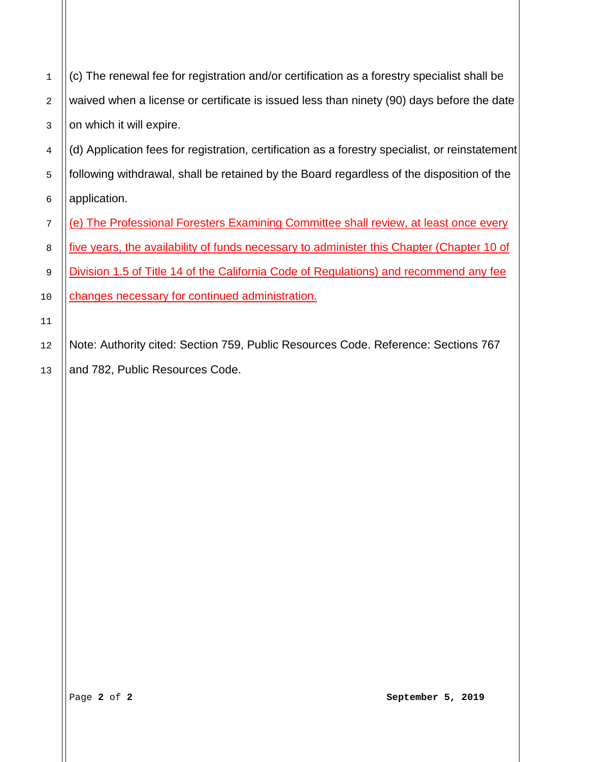(c) The renewal fee for registration and/or certification as a forestry specialist shall be waived when a license or certificate is issued less than ninety (90) days before the date on which it will expire.

(d) Application fees for registration, certification as a forestry specialist, or reinstatement following withdrawal, shall be retained by the Board regardless of the disposition of the application.

<u>(e) The Professional Foresters Examining Committee shall review, at least once every five years, the availability of funds necessary to administer this Chapter (Chapter 10 of Division 1.5 of Title 14 of the California Code of Regulations) and recommend any fee changes necessary for continued administration.</u>

Note: Authority cited: Section 759, Public Resources Code. Reference: Sections 767 and 782, Public Resources Code.